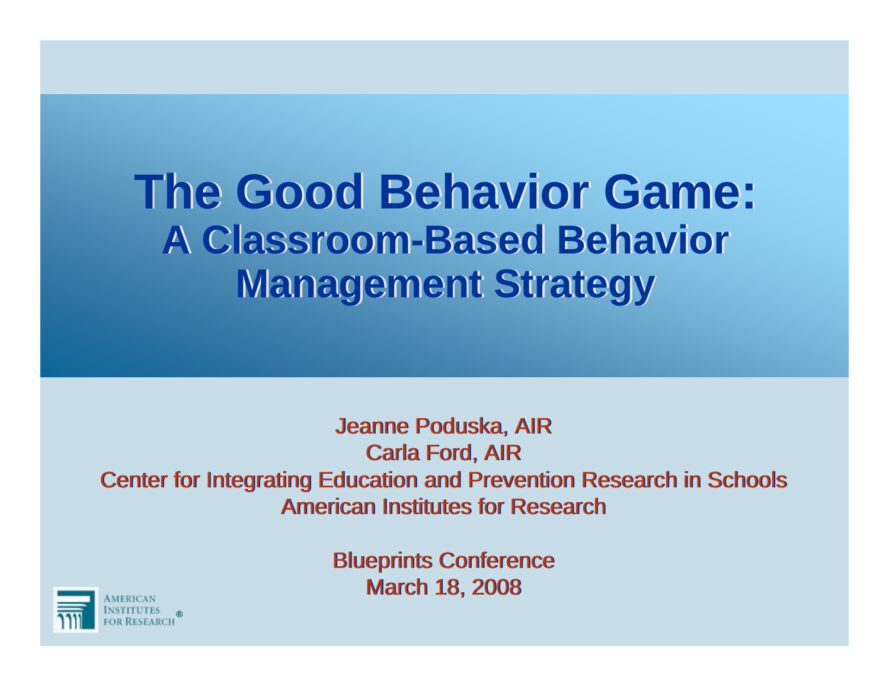# The Good Behavior Game:
## A Classroom-Based Behavior Management Strategy

Jeanne Poduska, AIR
Carla Ford, AIR
Center for Integrating Education and Prevention Research in Schools
American Institutes for Research

Blueprints Conference
March 18, 2008

AMERICAN INSTITUTES FOR RESEARCH®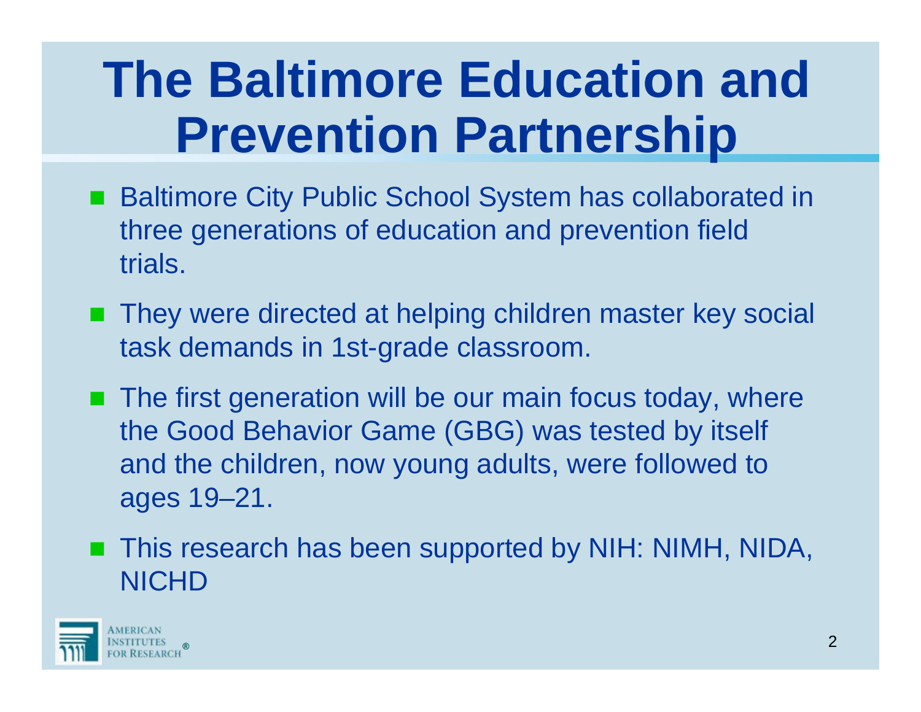# The Baltimore Education and Prevention Partnership

- Baltimore City Public School System has collaborated in three generations of education and prevention field trials.
- They were directed at helping children master key social task demands in 1st-grade classroom.
- The first generation will be our main focus today, where the Good Behavior Game (GBG) was tested by itself and the children, now young adults, were followed to ages 19–21.
- This research has been supported by NIH: NIMH, NIDA, NICHD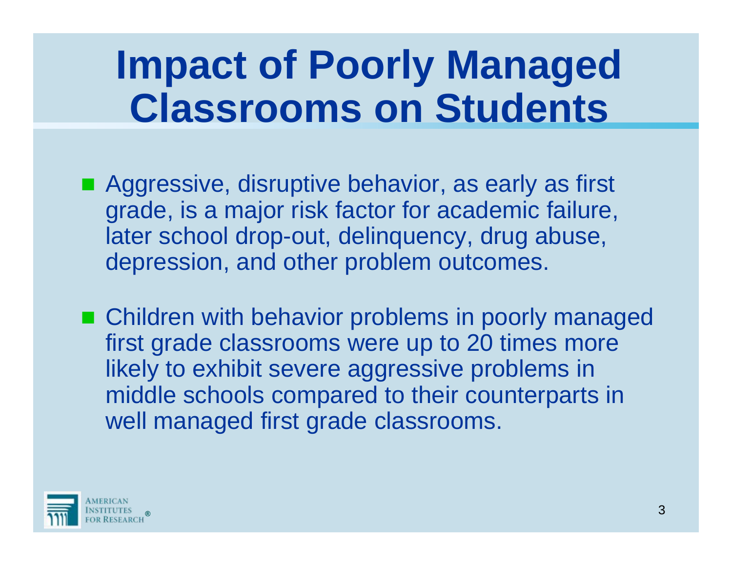# Impact of Poorly Managed Classrooms on Students

- Aggressive, disruptive behavior, as early as first grade, is a major risk factor for academic failure, later school drop-out, delinquency, drug abuse, depression, and other problem outcomes.

- Children with behavior problems in poorly managed first grade classrooms were up to 20 times more likely to exhibit severe aggressive problems in middle schools compared to their counterparts in well managed first grade classrooms.

American Institutes for Research®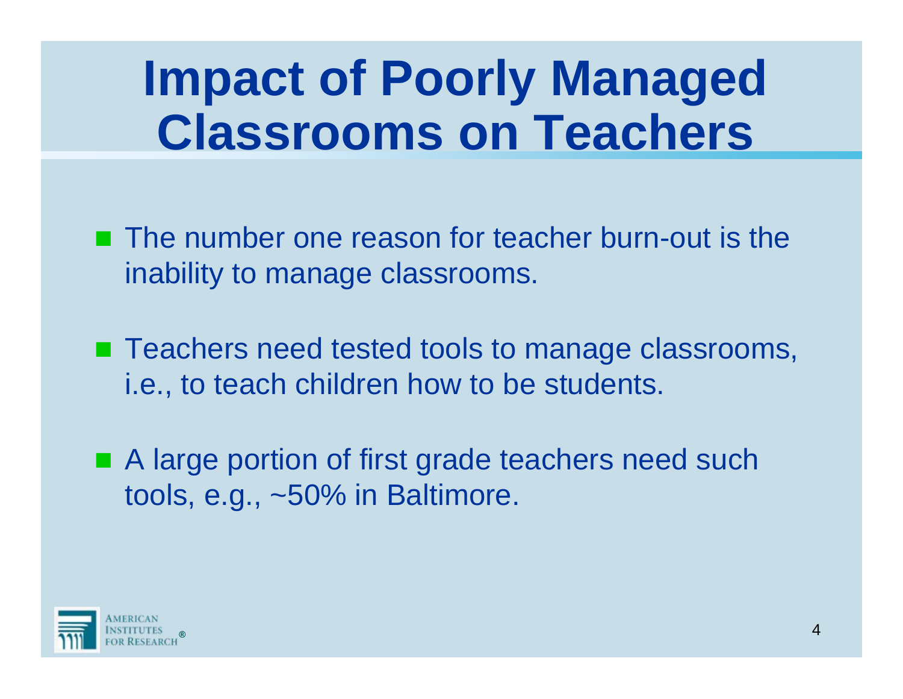# Impact of Poorly Managed Classrooms on Teachers

- The number one reason for teacher burn-out is the inability to manage classrooms.
- Teachers need tested tools to manage classrooms, i.e., to teach children how to be students.
- A large portion of first grade teachers need such tools, e.g., ~50% in Baltimore.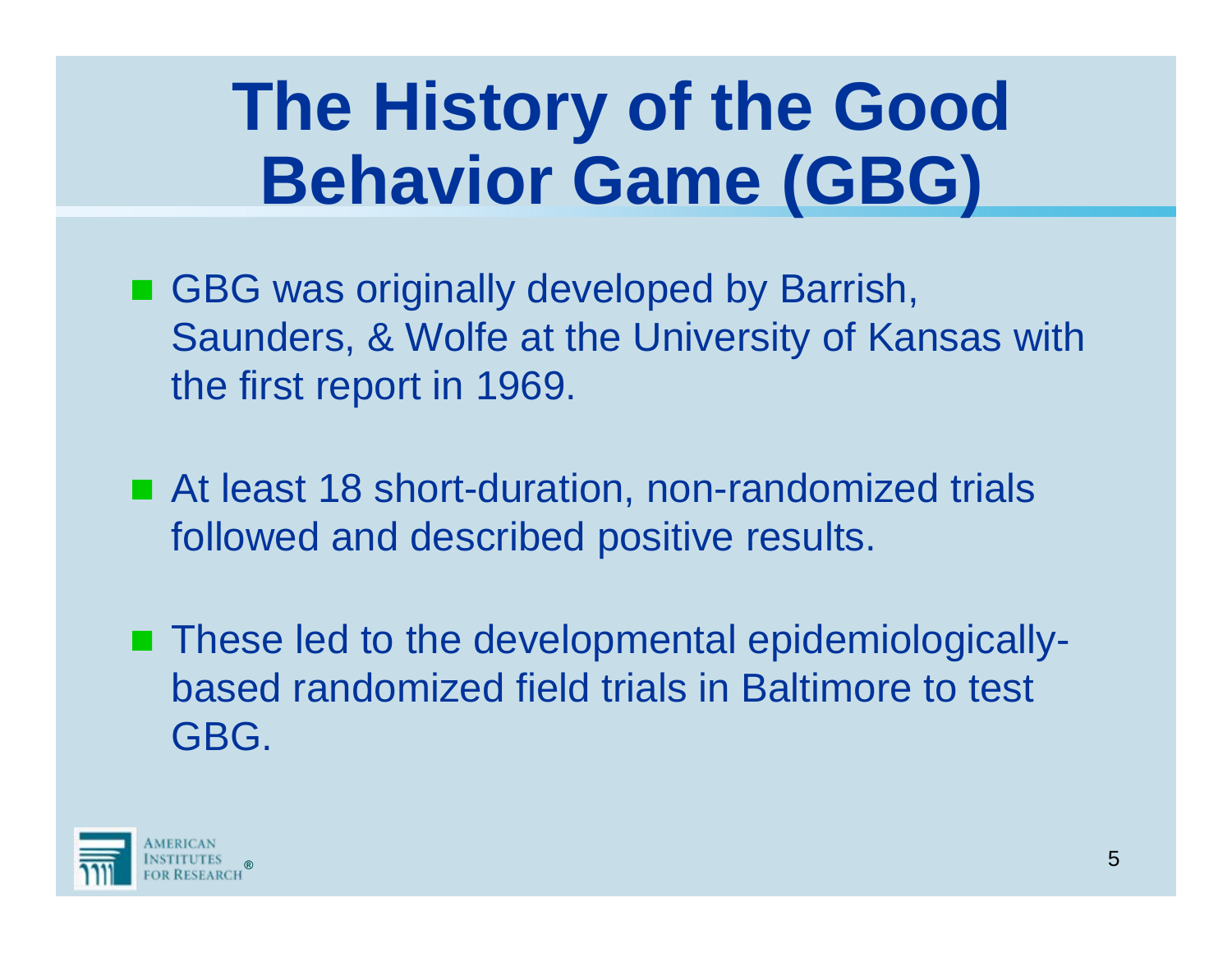# The History of the Good Behavior Game (GBG)

- GBG was originally developed by Barrish, Saunders, & Wolfe at the University of Kansas with the first report in 1969.
- At least 18 short-duration, non-randomized trials followed and described positive results.
- These led to the developmental epidemiologically-based randomized field trials in Baltimore to test GBG.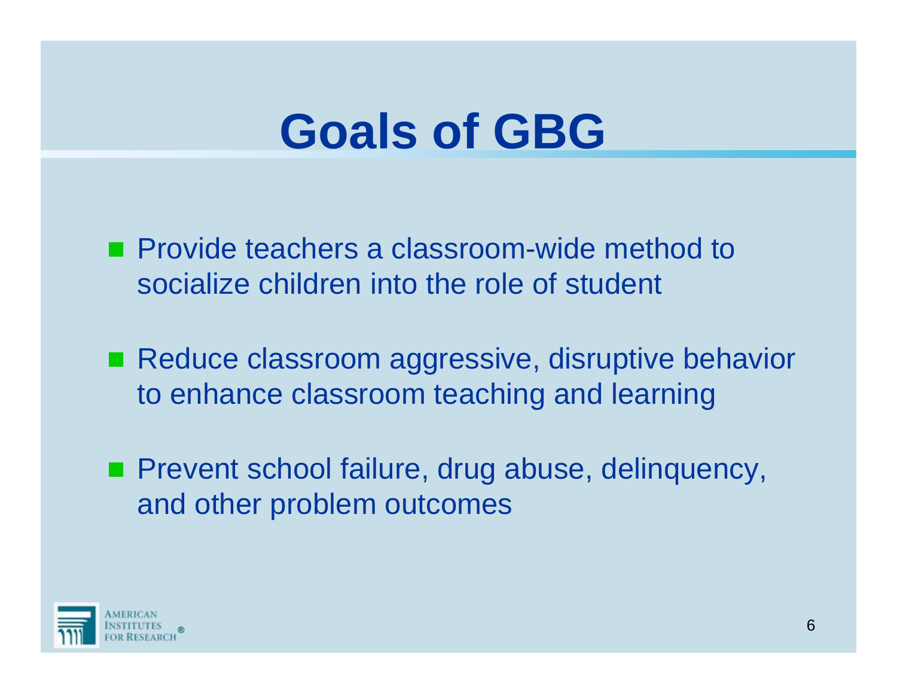# Goals of GBG

- Provide teachers a classroom-wide method to socialize children into the role of student
- Reduce classroom aggressive, disruptive behavior to enhance classroom teaching and learning
- Prevent school failure, drug abuse, delinquency, and other problem outcomes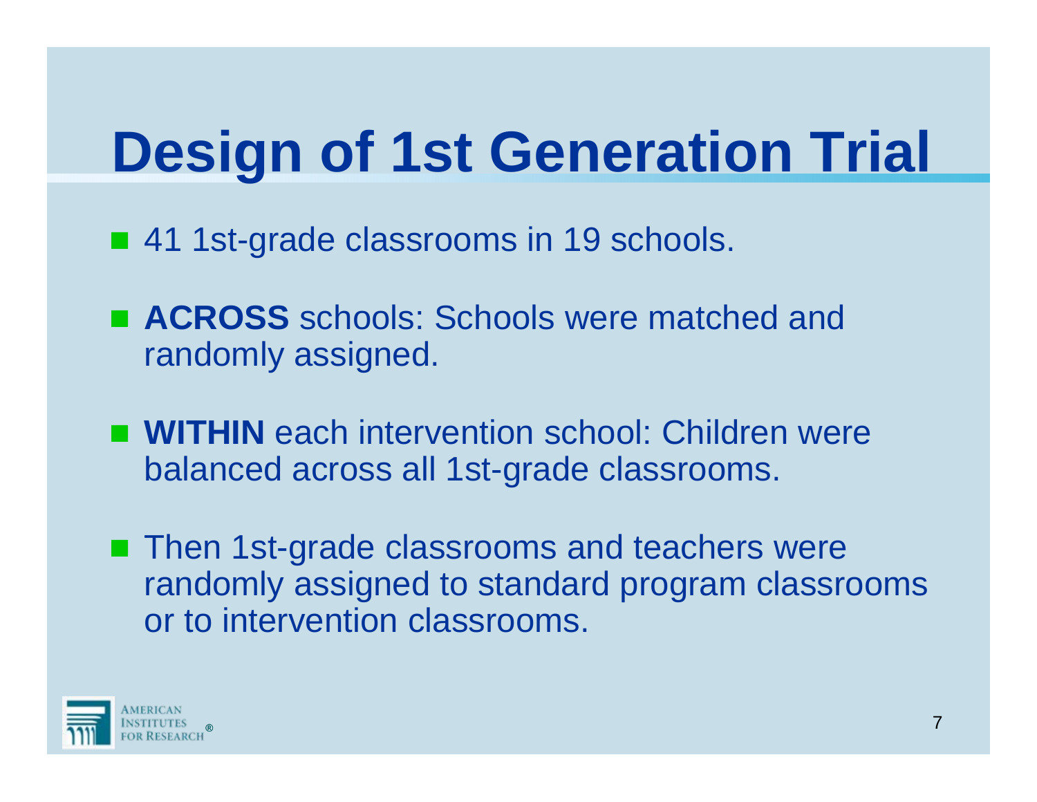# Design of 1st Generation Trial

- 41 1st-grade classrooms in 19 schools.
- **ACROSS** schools: Schools were matched and randomly assigned.
- **WITHIN** each intervention school: Children were balanced across all 1st-grade classrooms.
- Then 1st-grade classrooms and teachers were randomly assigned to standard program classrooms or to intervention classrooms.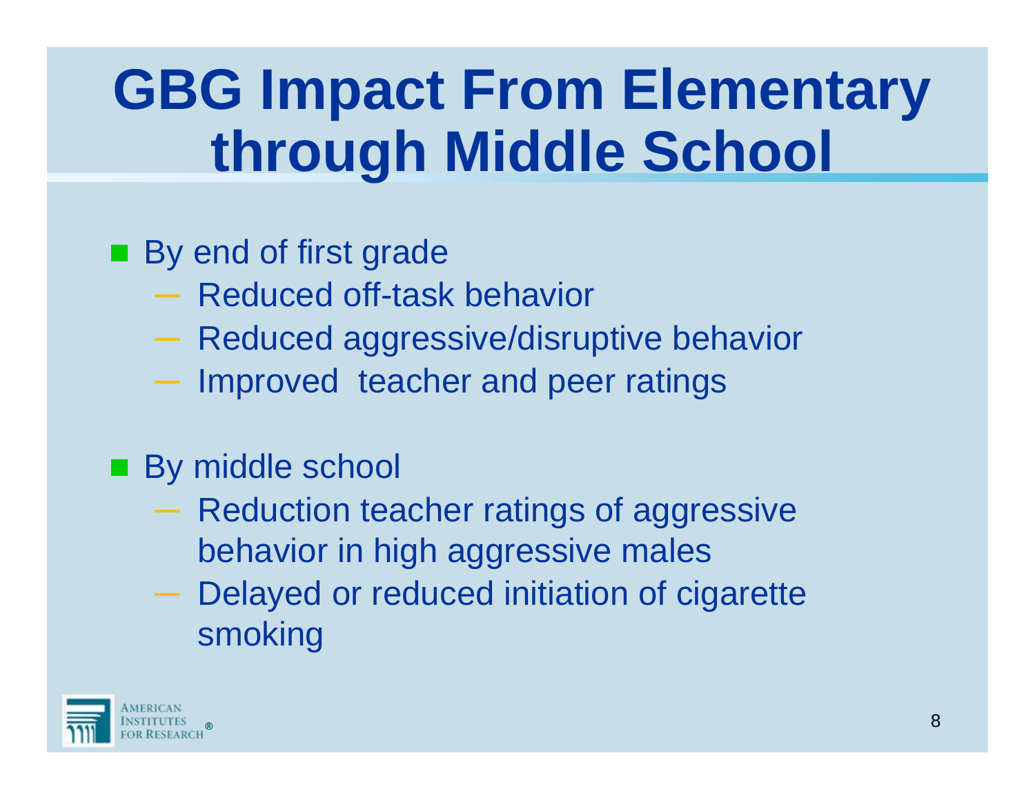# GBG Impact From Elementary through Middle School

- By end of first grade
  - Reduced off-task behavior
  - Reduced aggressive/disruptive behavior
  - Improved teacher and peer ratings
- By middle school
  - Reduction teacher ratings of aggressive behavior in high aggressive males
  - Delayed or reduced initiation of cigarette smoking

AMERICAN INSTITUTES FOR RESEARCH®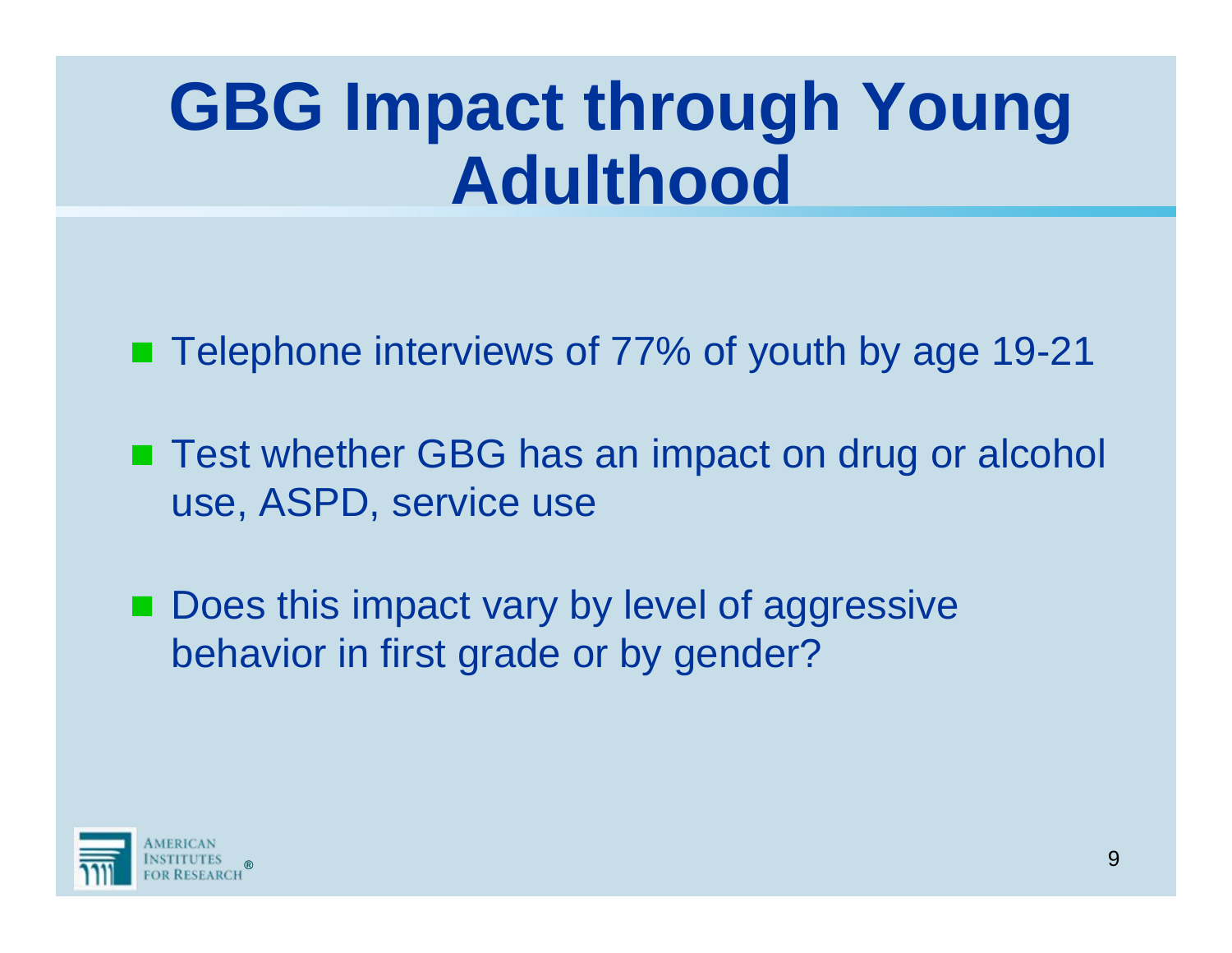# GBG Impact through Young Adulthood

- Telephone interviews of 77% of youth by age 19-21
- Test whether GBG has an impact on drug or alcohol use, ASPD, service use
- Does this impact vary by level of aggressive behavior in first grade or by gender?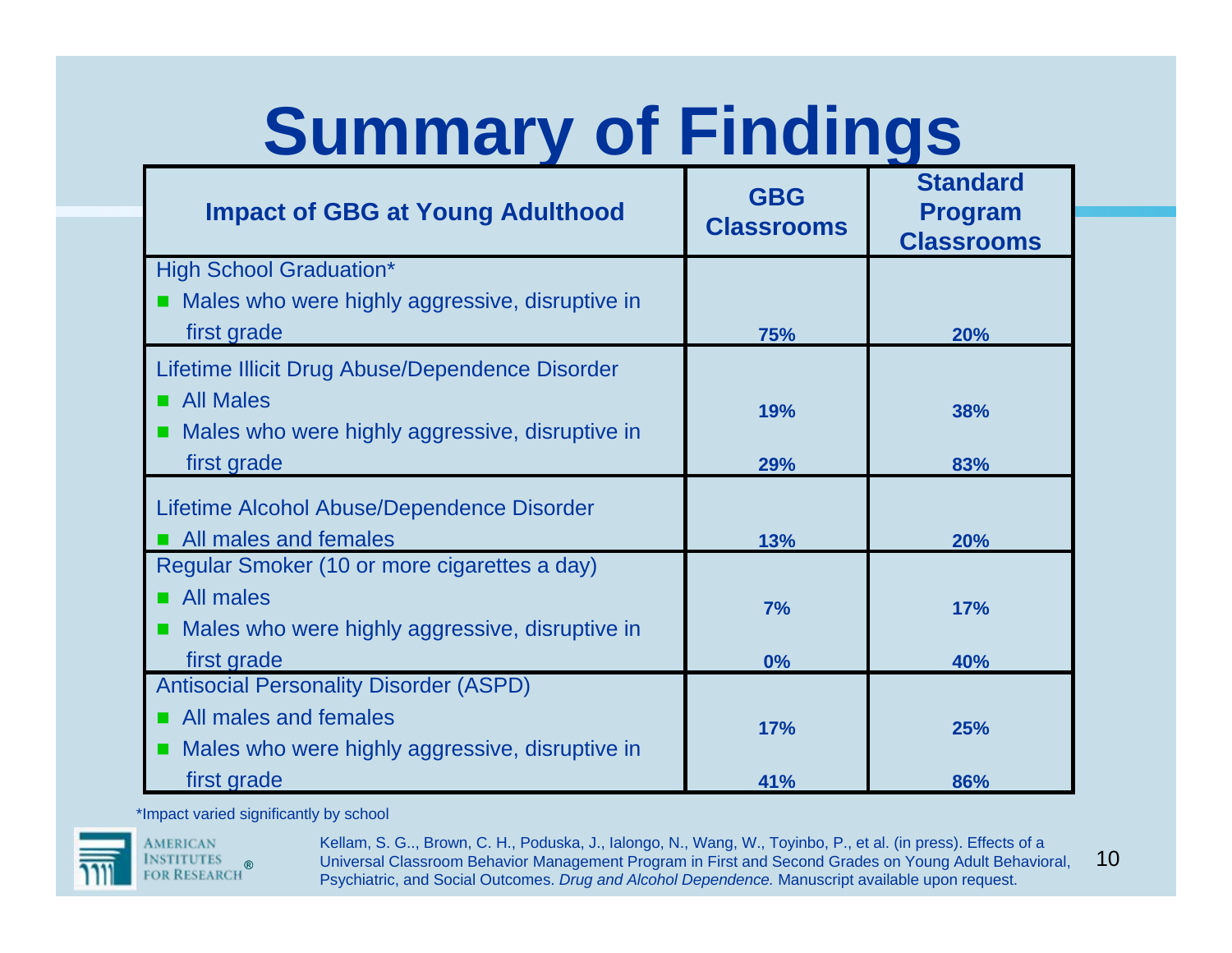# Summary of Findings

| Impact of GBG at Young Adulthood | GBG Classrooms | Standard Program Classrooms |
|---|---|---|
| **High School Graduation*** | | |
| ■ Males who were highly aggressive, disruptive in first grade | 75% | 20% |
| **Lifetime Illicit Drug Abuse/Dependence Disorder** | | |
| ■ All Males | 19% | 38% |
| ■ Males who were highly aggressive, disruptive in first grade | 29% | 83% |
| **Lifetime Alcohol Abuse/Dependence Disorder** | | |
| ■ All males and females | 13% | 20% |
| **Regular Smoker (10 or more cigarettes a day)** | | |
| ■ All males | 7% | 17% |
| ■ Males who were highly aggressive, disruptive in first grade | 0% | 40% |
| **Antisocial Personality Disorder (ASPD)** | | |
| ■ All males and females | 17% | 25% |
| ■ Males who were highly aggressive, disruptive in first grade | 41% | 86% |

*Impact varied significantly by school

American Institutes for Research®

Kellam, S. G.., Brown, C. H., Poduska, J., Ialongo, N., Wang, W., Toyinbo, P., et al. (in press). Effects of a Universal Classroom Behavior Management Program in First and Second Grades on Young Adult Behavioral, Psychiatric, and Social Outcomes. *Drug and Alcohol Dependence.* Manuscript available upon request.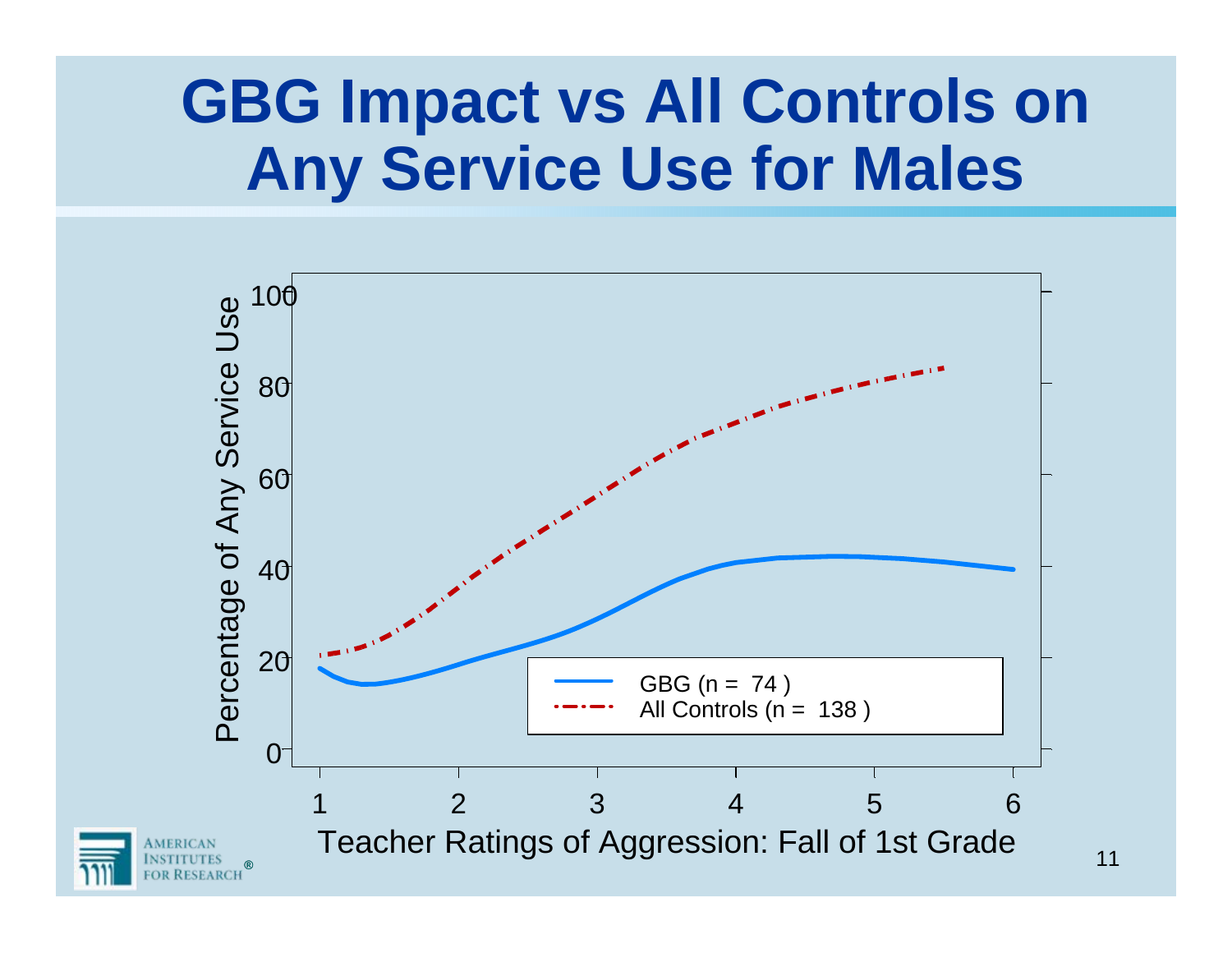# GBG Impact vs All Controls on Any Service Use for Males

Percentage of Any Service Use

Teacher Ratings of Aggression: Fall of 1st Grade

GBG (n = 74 )

All Controls (n = 138 )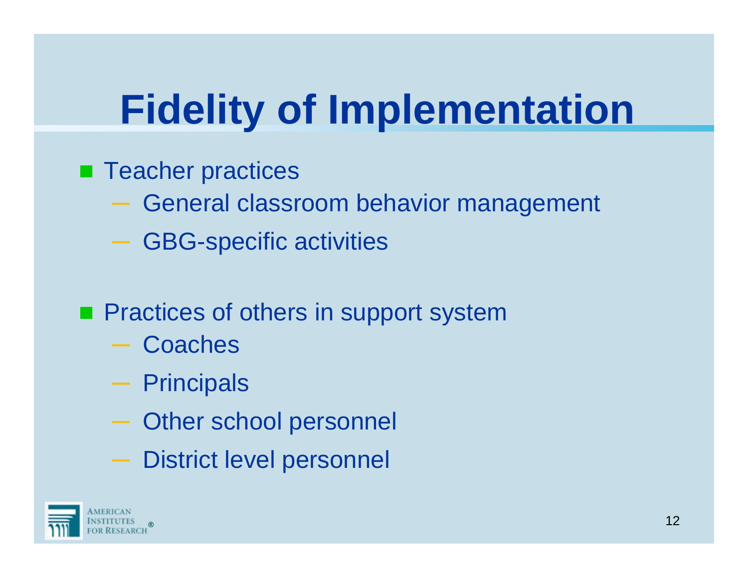# Fidelity of Implementation

- Teacher practices
  - General classroom behavior management
  - GBG-specific activities

- Practices of others in support system
  - Coaches
  - Principals
  - Other school personnel
  - District level personnel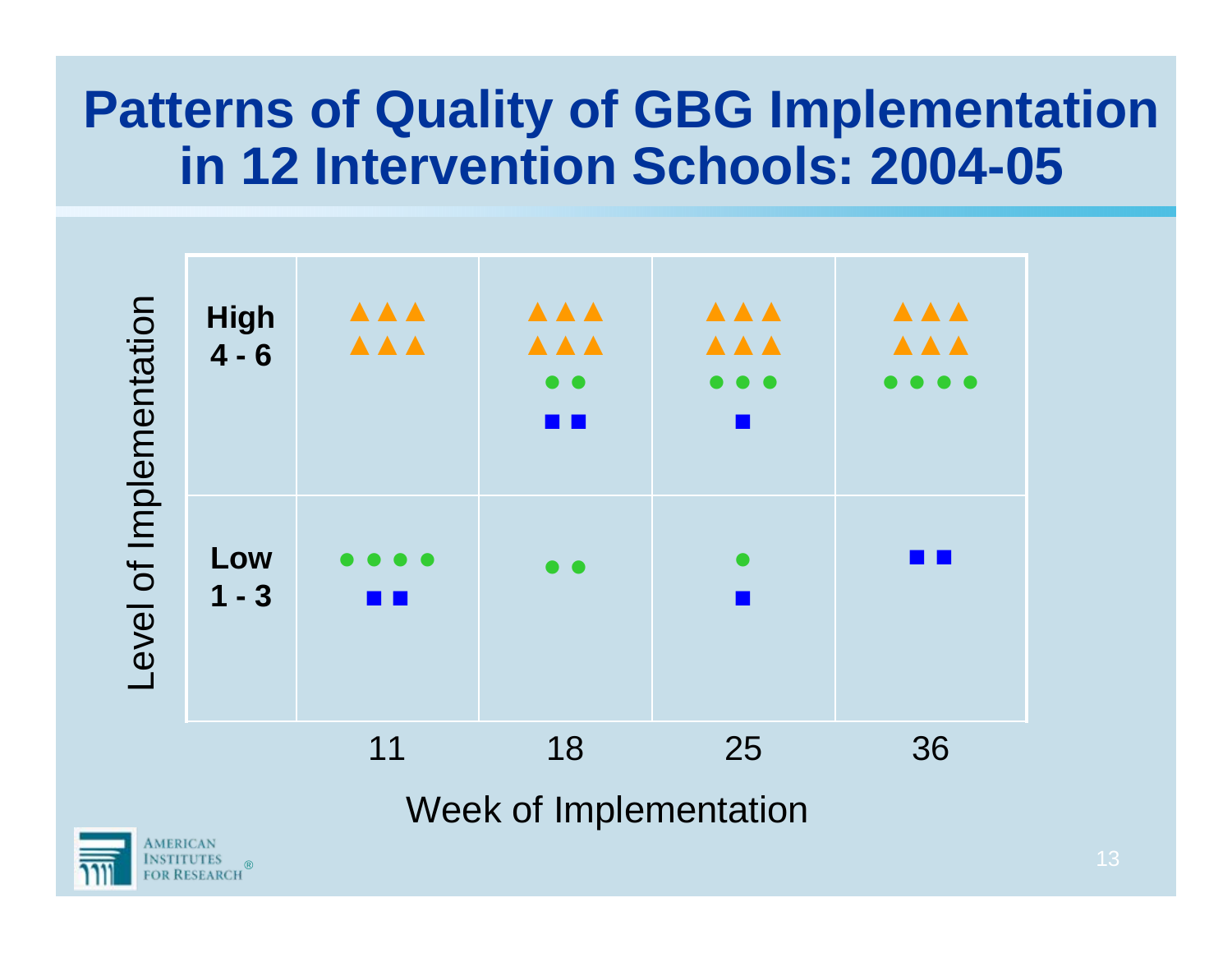# Patterns of Quality of GBG Implementation in 12 Intervention Schools: 2004-05

| Level of Implementation | 11 | 18 | 25 | 36 |
|---|---|---|---|---|
| **High 4 - 6** | ▲▲▲ ▲▲▲ | ▲▲▲ ▲▲▲ ●● ■■ | ▲▲▲ ▲▲▲ ●●● ■ | ▲▲▲ ▲▲▲ ●●●● |
| **Low 1 - 3** | ●●●● ■■ | ●● | ● ■ | ■■ |

Week of Implementation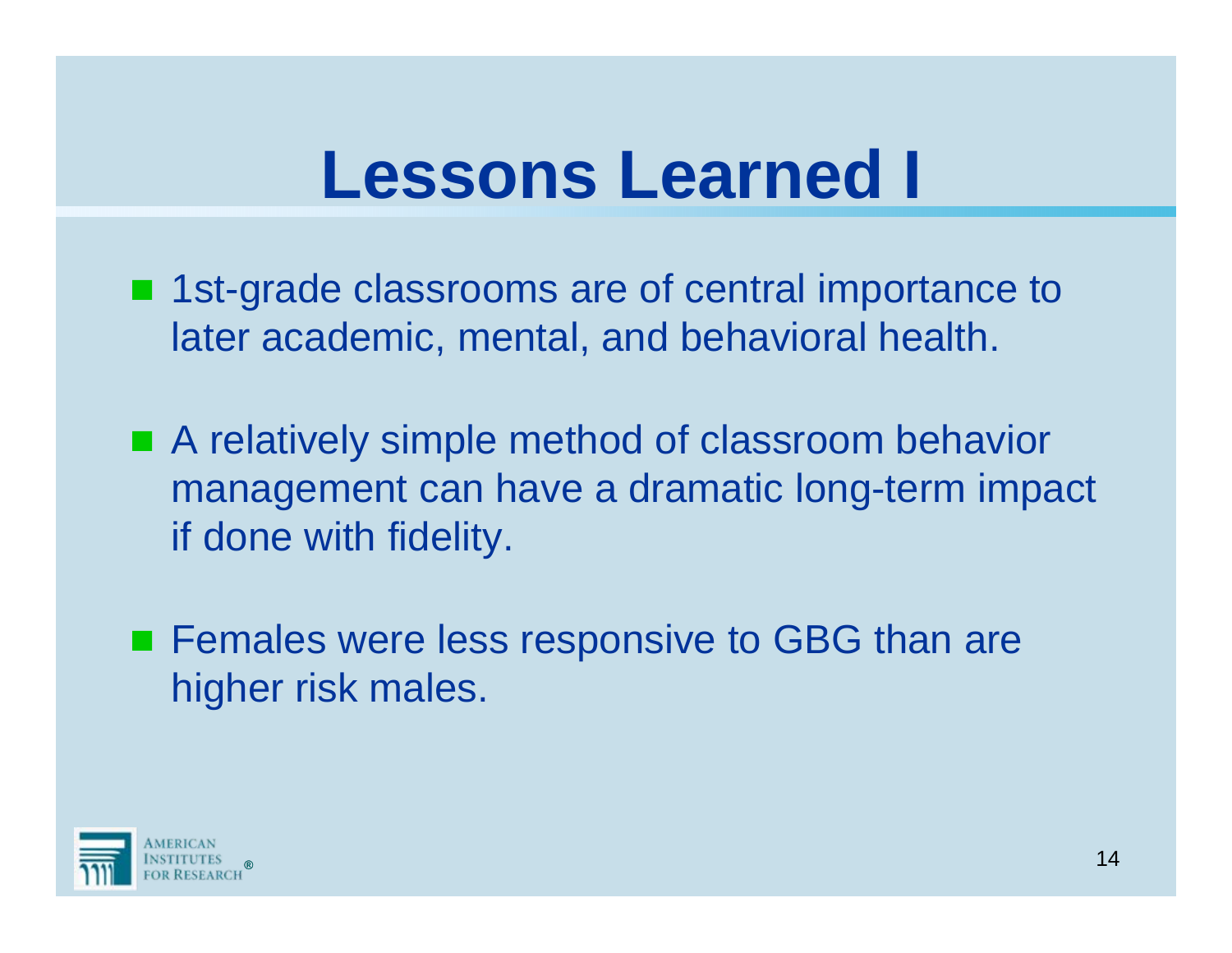# Lessons Learned I

- 1st-grade classrooms are of central importance to later academic, mental, and behavioral health.
- A relatively simple method of classroom behavior management can have a dramatic long-term impact if done with fidelity.
- Females were less responsive to GBG than are higher risk males.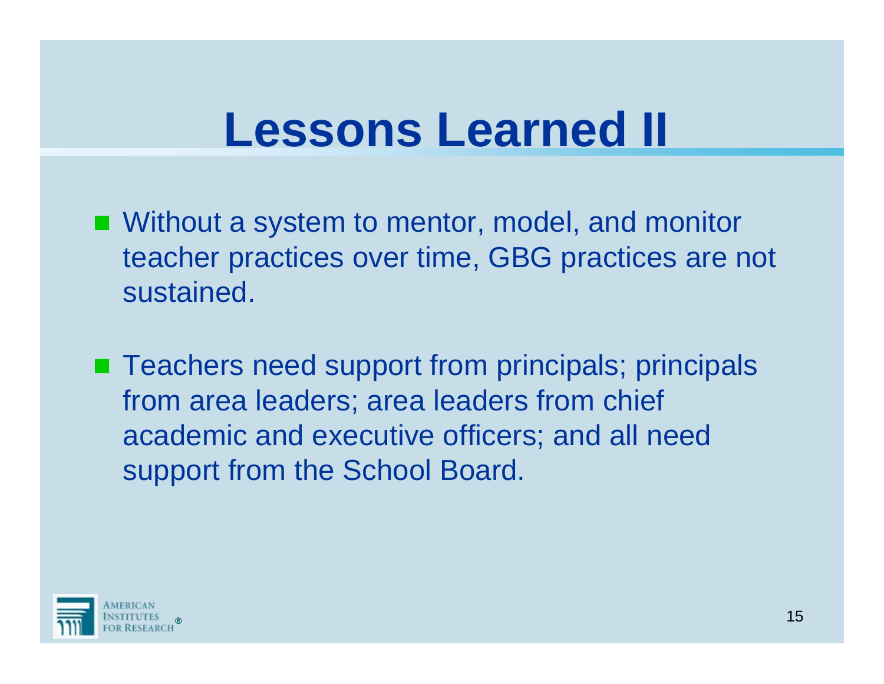# Lessons Learned II

- Without a system to mentor, model, and monitor teacher practices over time, GBG practices are not sustained.
- Teachers need support from principals; principals from area leaders; area leaders from chief academic and executive officers; and all need support from the School Board.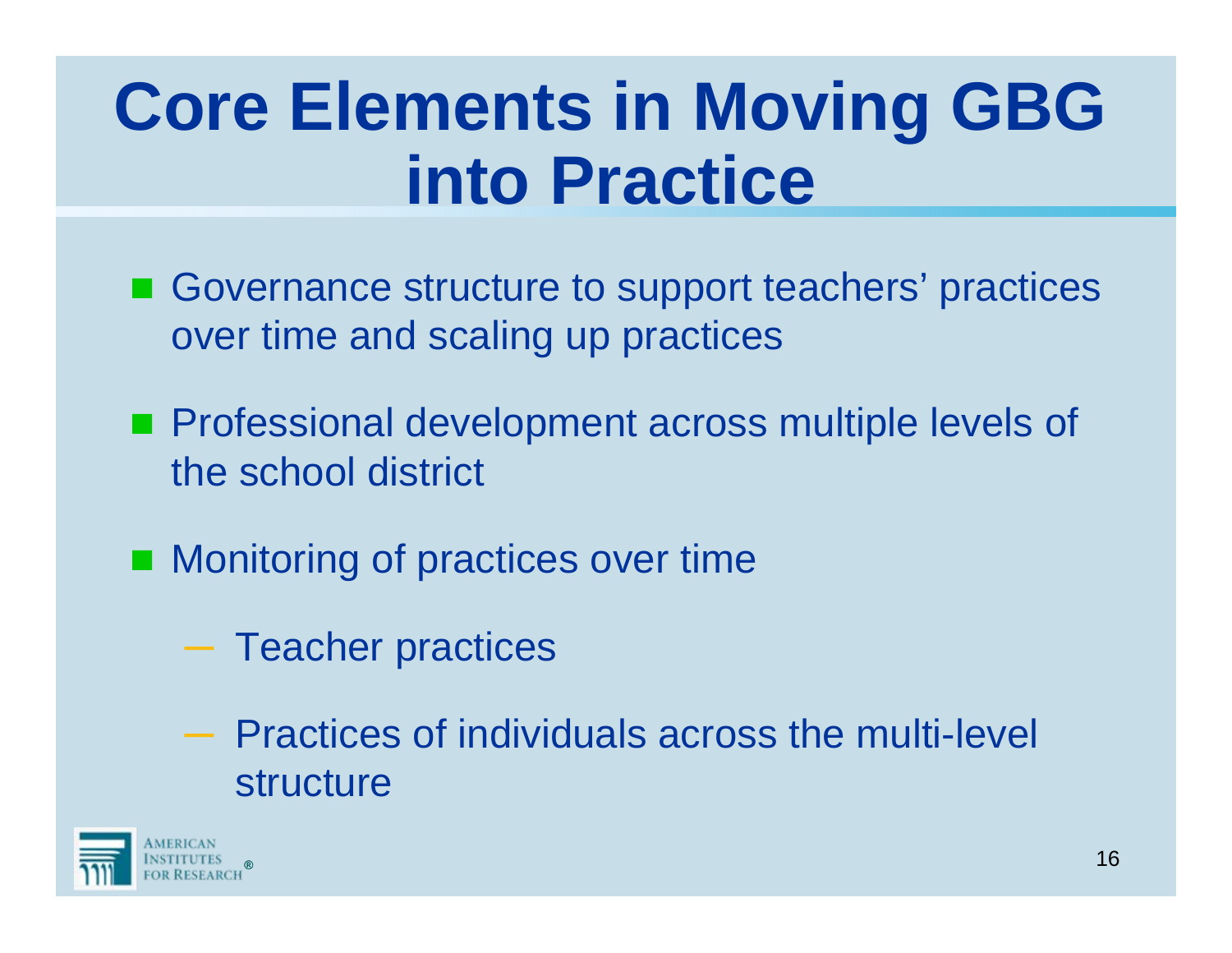# Core Elements in Moving GBG into Practice

- Governance structure to support teachers' practices over time and scaling up practices
- Professional development across multiple levels of the school district
- Monitoring of practices over time
  - Teacher practices
  - Practices of individuals across the multi-level structure

AMERICAN INSTITUTES FOR RESEARCH®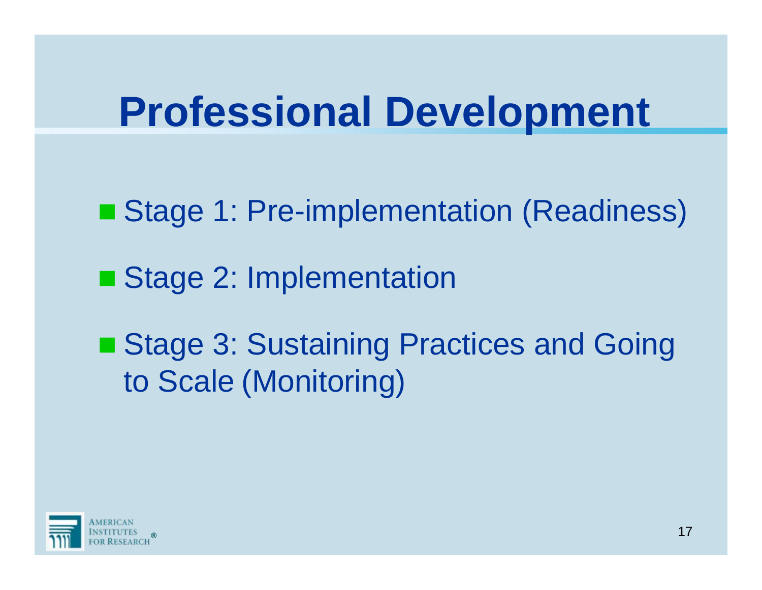# Professional Development

- Stage 1: Pre-implementation (Readiness)
- Stage 2: Implementation
- Stage 3: Sustaining Practices and Going to Scale (Monitoring)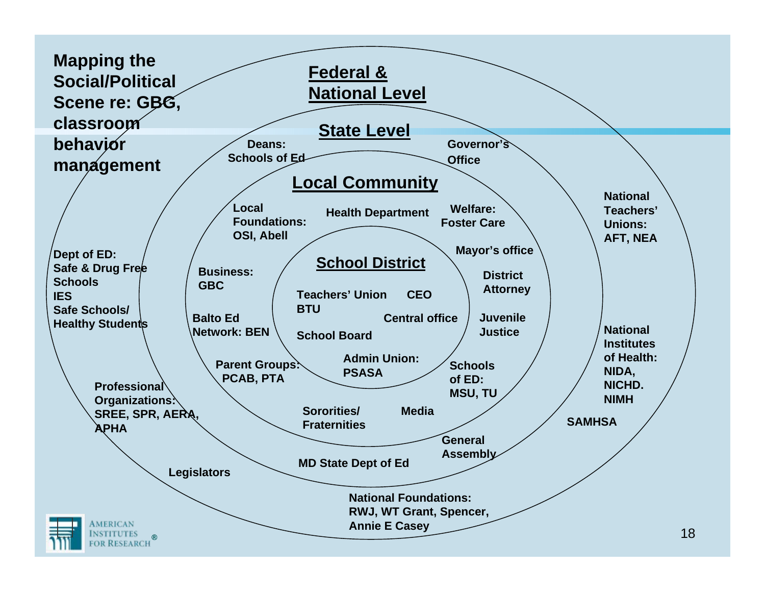# Mapping the Social/Political Scene re: GBG, classroom behavior management

## Federal & National Level

- Dept of ED: Safe & Drug Free Schools
- IES
- Safe Schools/ Healthy Students
- Professional Organizations: SREE, SPR, AERA, APHA
- Legislators
- National Foundations: RWJ, WT Grant, Spencer, Annie E Casey
- SAMHSA
- National Institutes of Health: NIDA, NICHD. NIMH
- National Teachers' Unions: AFT, NEA

## State Level

- Deans: Schools of Ed
- Governor's Office
- General Assembly
- MD State Dept of Ed

## Local Community

- Local Foundations: OSI, Abell
- Health Department
- Welfare: Foster Care
- Mayor's office
- District Attorney
- Juvenile Justice
- Schools of ED: MSU, TU
- Media
- Sororities/ Fraternities
- Parent Groups: PCAB, PTA
- Balto Ed Network: BEN
- Business: GBC

## School District

- Teachers' Union BTU
- CEO
- Central office
- School Board
- Admin Union: PSASA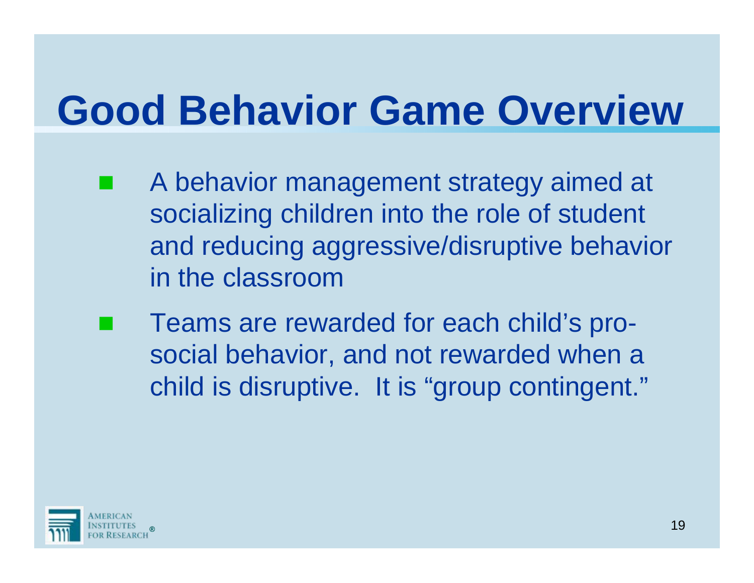# Good Behavior Game Overview

- A behavior management strategy aimed at socializing children into the role of student and reducing aggressive/disruptive behavior in the classroom
- Teams are rewarded for each child's pro-social behavior, and not rewarded when a child is disruptive. It is "group contingent."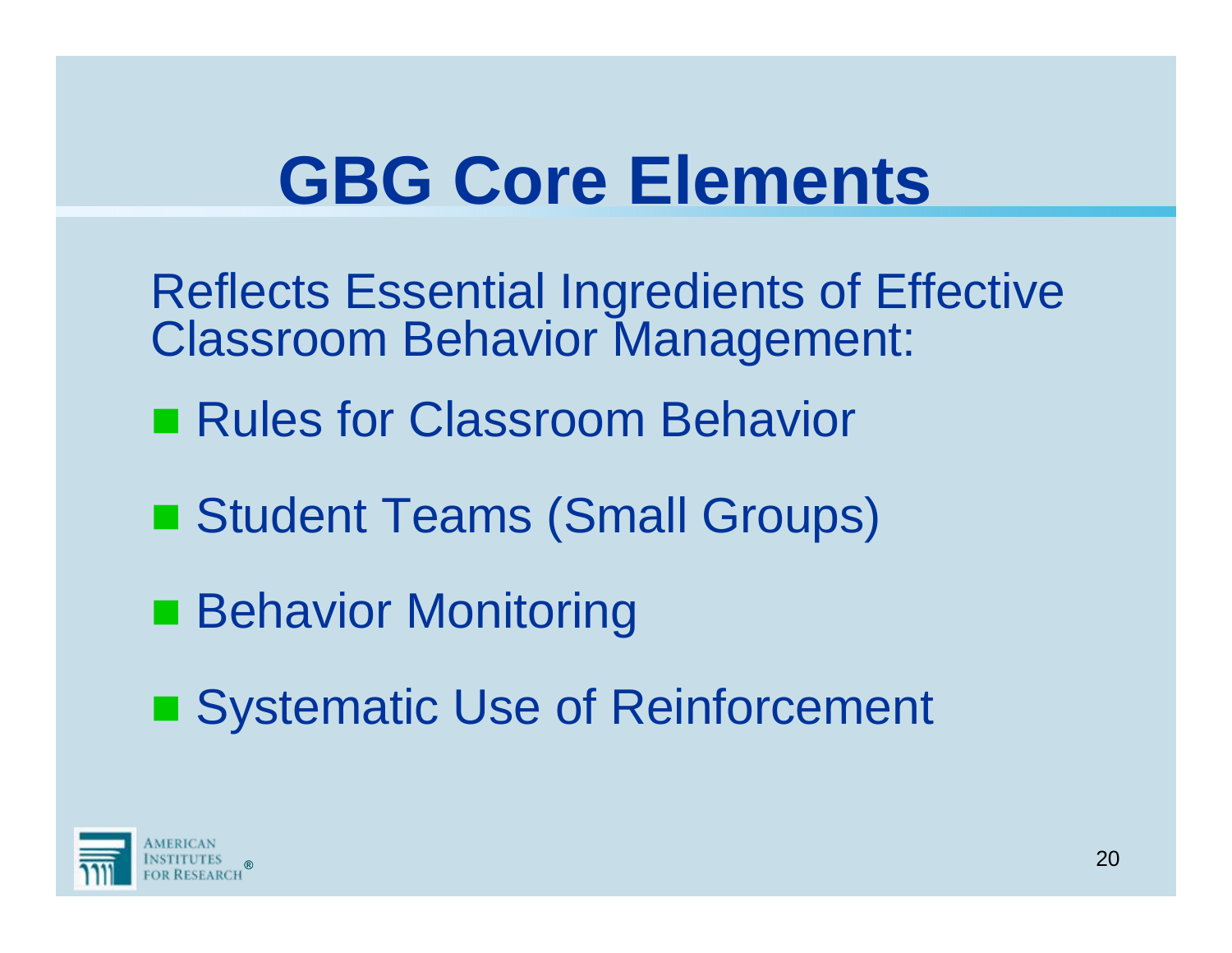# GBG Core Elements

Reflects Essential Ingredients of Effective Classroom Behavior Management:

- Rules for Classroom Behavior
- Student Teams (Small Groups)
- Behavior Monitoring
- Systematic Use of Reinforcement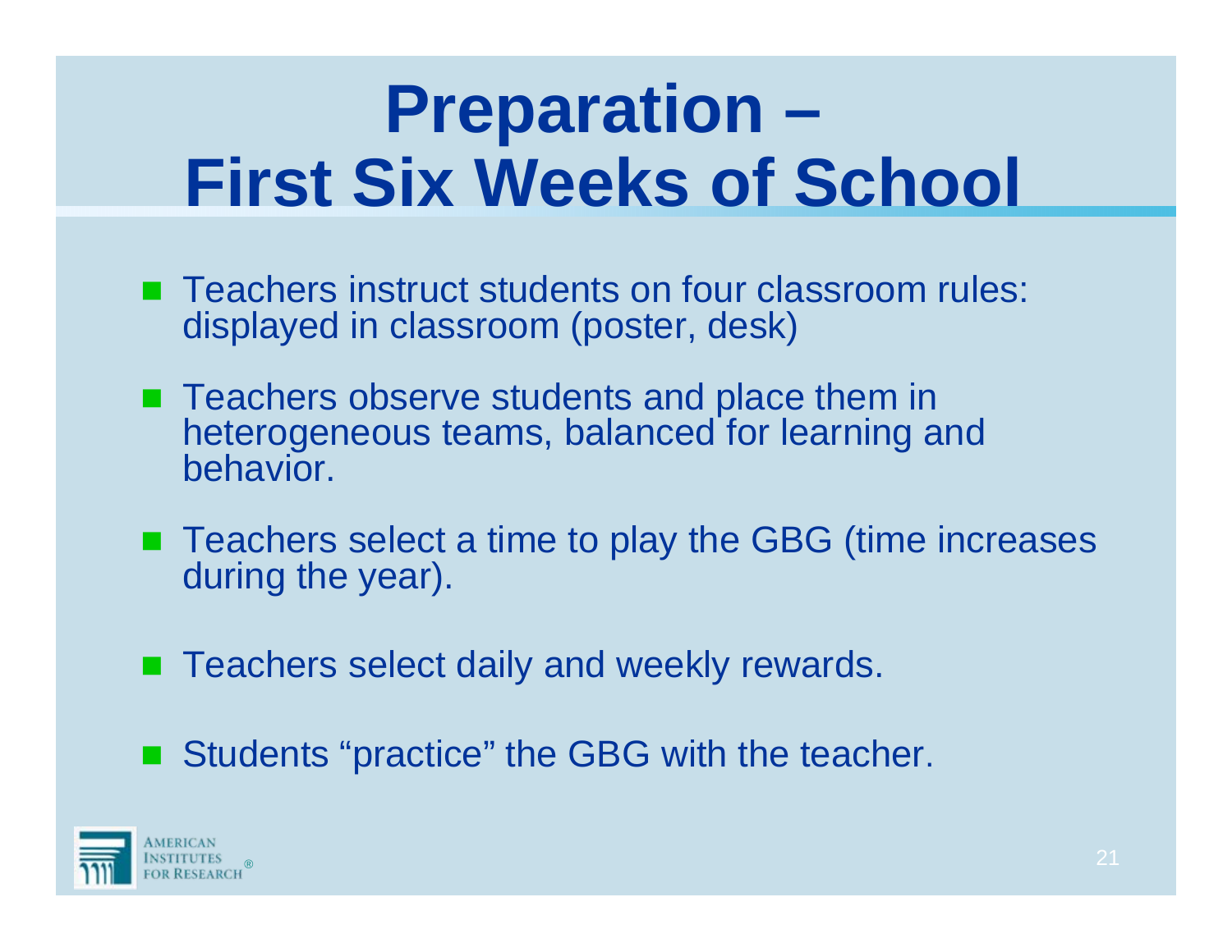# Preparation – First Six Weeks of School

- Teachers instruct students on four classroom rules: displayed in classroom (poster, desk)
- Teachers observe students and place them in heterogeneous teams, balanced for learning and behavior.
- Teachers select a time to play the GBG (time increases during the year).
- Teachers select daily and weekly rewards.
- Students "practice" the GBG with the teacher.

American Institutes for Research®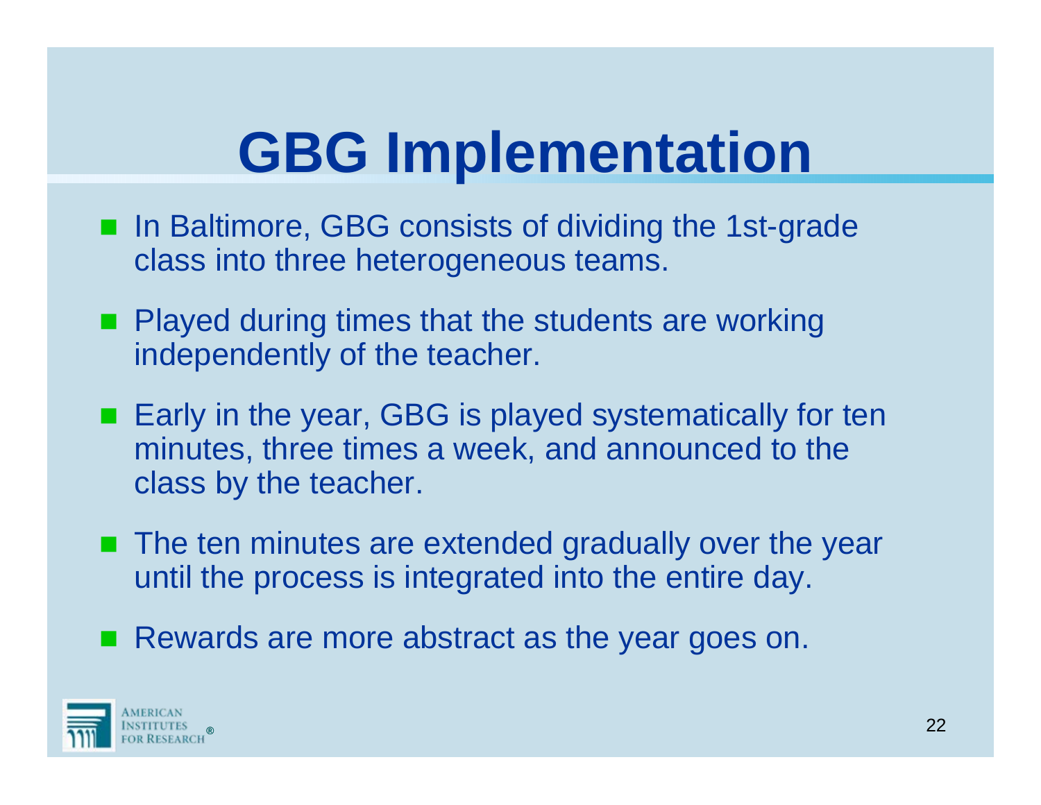# GBG Implementation

- In Baltimore, GBG consists of dividing the 1st-grade class into three heterogeneous teams.
- Played during times that the students are working independently of the teacher.
- Early in the year, GBG is played systematically for ten minutes, three times a week, and announced to the class by the teacher.
- The ten minutes are extended gradually over the year until the process is integrated into the entire day.
- Rewards are more abstract as the year goes on.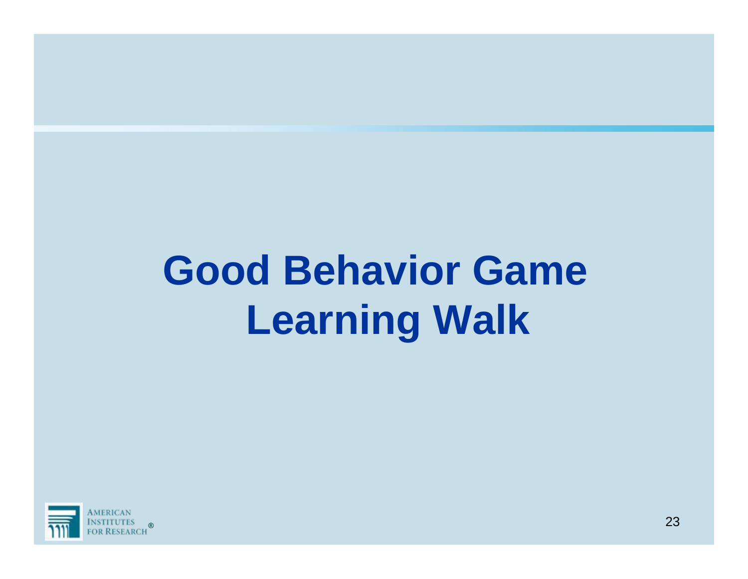# Good Behavior Game Learning Walk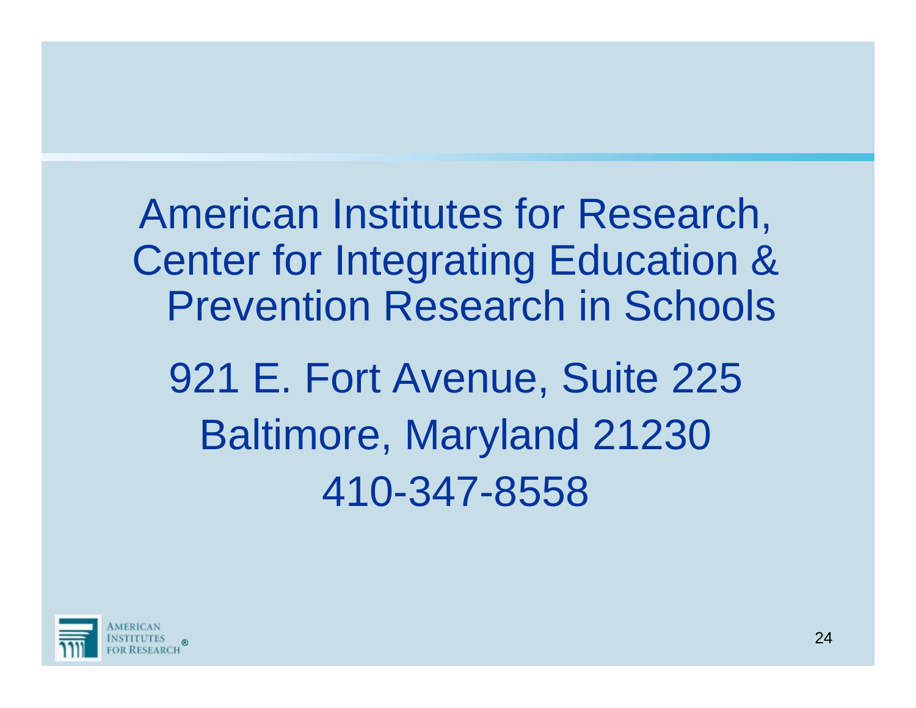American Institutes for Research, Center for Integrating Education & Prevention Research in Schools

921 E. Fort Avenue, Suite 225

Baltimore, Maryland 21230

410-347-8558